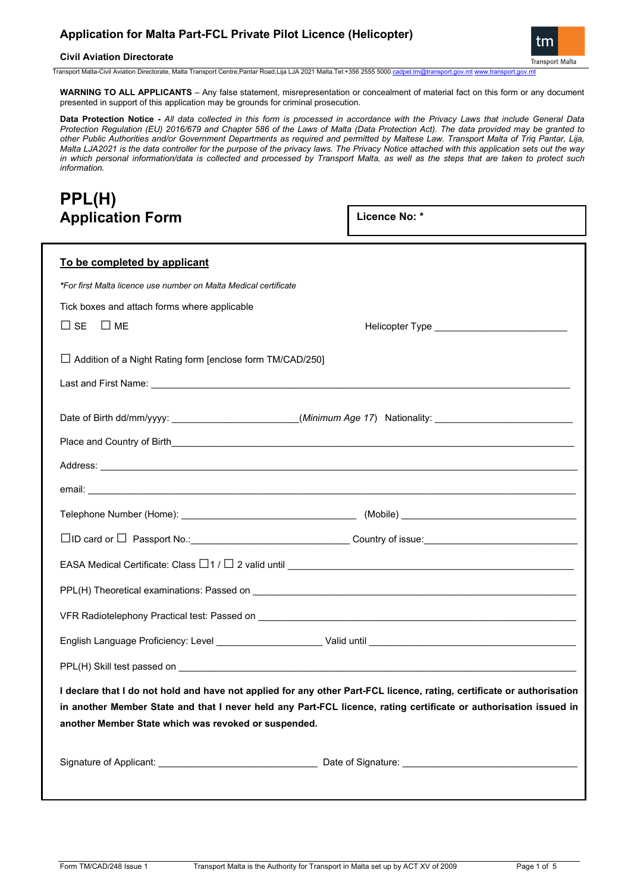## Application for Malta Part-FCL Private Pilot Licence (Helicopter)

**Civil Aviation Directorate**

Transport Malta-Civil Aviation Directorate, Malta Transport Centre,Pantar Road,Lija LJA 2021 Malta.Tel:+356 2555 5000 cadpel.tm@transport.gov.mt www.transport.gov.mt

**WARNING TO ALL APPLICANTS** – Any false statement, misrepresentation or concealment of material fact on this form or any document presented in support of this application may be grounds for criminal prosecution.

**Data Protection Notice -** *All data collected in this form is processed in accordance with the Privacy Laws that include General Data Protection Regulation (EU) 2016/679 and Chapter 586 of the Laws of Malta (Data Protection Act). The data provided may be granted to other Public Authorities and/or Government Departments as required and permitted by Maltese Law. Transport Malta of Triq Pantar, Lija, Malta LJA2021 is the data controller for the purpose of the privacy laws. The Privacy Notice attached with this application sets out the way in which personal information/data is collected and processed by Transport Malta, as well as the steps that are taken to protect such information.*

# PPL(H) Application Form

**Licence No: \***

**To be completed by applicant**

*\*For first Malta licence use number on Malta Medical certificate*

Tick boxes and attach forms where applicable

☐ SE ☐ ME Helicopter Type ________________________

☐ Addition of a Night Rating form [enclose form TM/CAD/250]

Last and First Name: ______________________________________________________________

Date of Birth dd/mm/yyyy: ______________________(*Minimum Age 17*) Nationality: ________________________

Place and Country of Birth______________________________________________________________

Address: ______________________________________________________________

email: ______________________________________________________________

Telephone Number (Home): _______________________________ (Mobile) _______________________________

☐ID card or ☐ Passport No.:_____________________________ Country of issue:____________________________

EASA Medical Certificate: Class ☐1 / ☐ 2 valid until ______________________________________________

PPL(H) Theoretical examinations: Passed on ______________________________________________

VFR Radiotelephony Practical test: Passed on ______________________________________________

English Language Proficiency: Level ___________________ Valid until ______________________________________

PPL(H) Skill test passed on ______________________________________________________________

**I declare that I do not hold and have not applied for any other Part-FCL licence, rating, certificate or authorisation in another Member State and that I never held any Part-FCL licence, rating certificate or authorisation issued in another Member State which was revoked or suspended.**

Signature of Applicant: _____________________________ Date of Signature: _______________________________

Form TM/CAD/248 Issue 1 Transport Malta is the Authority for Transport in Malta set up by ACT XV of 2009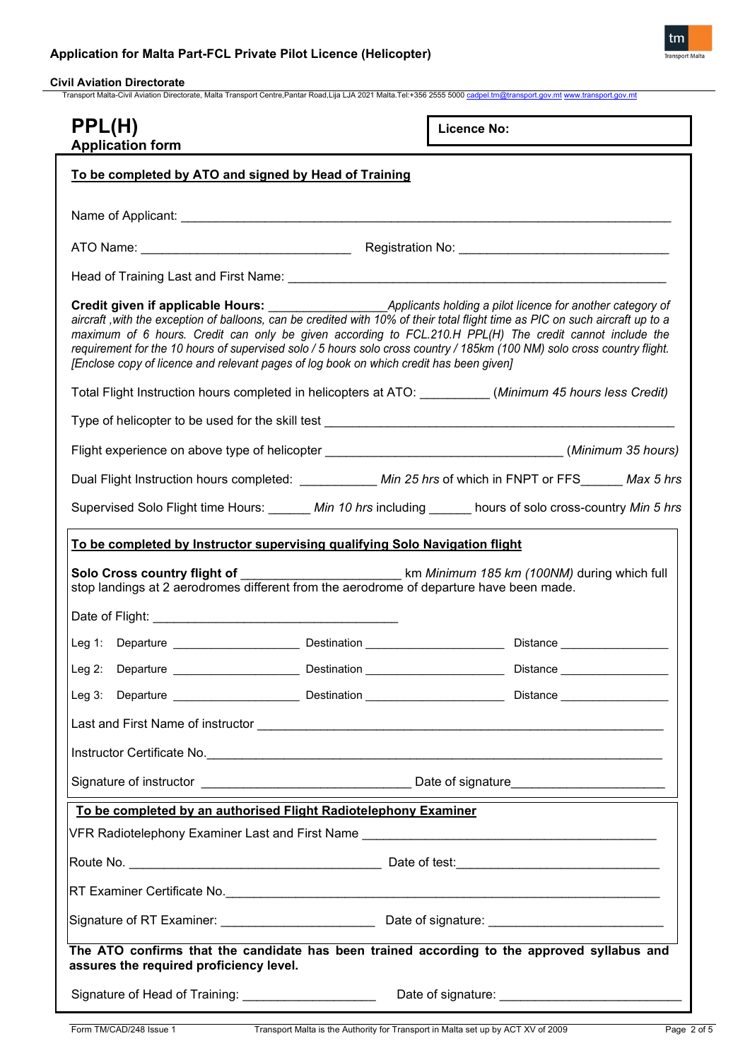Application for Malta Part-FCL Private Pilot Licence (Helicopter)

**Civil Aviation Directorate**

Transport Malta-Civil Aviation Directorate, Malta Transport Centre,Pantar Road,Lija LJA 2021 Malta.Tel:+356 2555 5000 cadpel.tm@transport.gov.mt www.transport.gov.mt

# PPL(H)
**Application form**

**Licence No:**

**To be completed by ATO and signed by Head of Training**

Name of Applicant: ______________________________

ATO Name: ______________________________ Registration No: ______________________________

Head of Training Last and First Name: ______________________________

**Credit given if applicable Hours:** ________________ *Applicants holding a pilot licence for another category of aircraft ,with the exception of balloons, can be credited with 10% of their total flight time as PIC on such aircraft up to a maximum of 6 hours. Credit can only be given according to FCL.210.H PPL(H) The credit cannot include the requirement for the 10 hours of supervised solo / 5 hours solo cross country / 185km (100 NM) solo cross country flight. [Enclose copy of licence and relevant pages of log book on which credit has been given]*

Total Flight Instruction hours completed in helicopters at ATO: _________ (*Minimum 45 hours less Credit)*

Type of helicopter to be used for the skill test ______________________________

Flight experience on above type of helicopter ______________________________ (*Minimum 35 hours)*

Dual Flight Instruction hours completed: ___________ *Min 25 hrs* of which in FNPT or FFS______ *Max 5 hrs*

Supervised Solo Flight time Hours: ______ *Min 10 hrs* including ______ hours of solo cross-country *Min 5 hrs*

**To be completed by Instructor supervising qualifying Solo Navigation flight**

**Solo Cross country flight of** ______________________ km *Minimum 185 km (100NM)* during which full stop landings at 2 aerodromes different from the aerodrome of departure have been made.

Date of Flight: ______________________________

Leg 1: Departure ________________ Destination ________________ Distance ______________

Leg 2: Departure ________________ Destination ________________ Distance ______________

Leg 3: Departure ________________ Destination ________________ Distance ______________

Last and First Name of instructor ______________________________

Instructor Certificate No.______________________________

Signature of instructor ______________________________ Date of signature______________________

**To be completed by an authorised Flight Radiotelephony Examiner**

VFR Radiotelephony Examiner Last and First Name ______________________________

Route No. ______________________________ Date of test:______________________________

RT Examiner Certificate No.______________________________

Signature of RT Examiner: ______________________ Date of signature: ______________________

**The ATO confirms that the candidate has been trained according to the approved syllabus and assures the required proficiency level.**

Signature of Head of Training: ___________________ Date of signature: ______________________

Form TM/CAD/248 Issue 1 Transport Malta is the Authority for Transport in Malta set up by ACT XV of 2009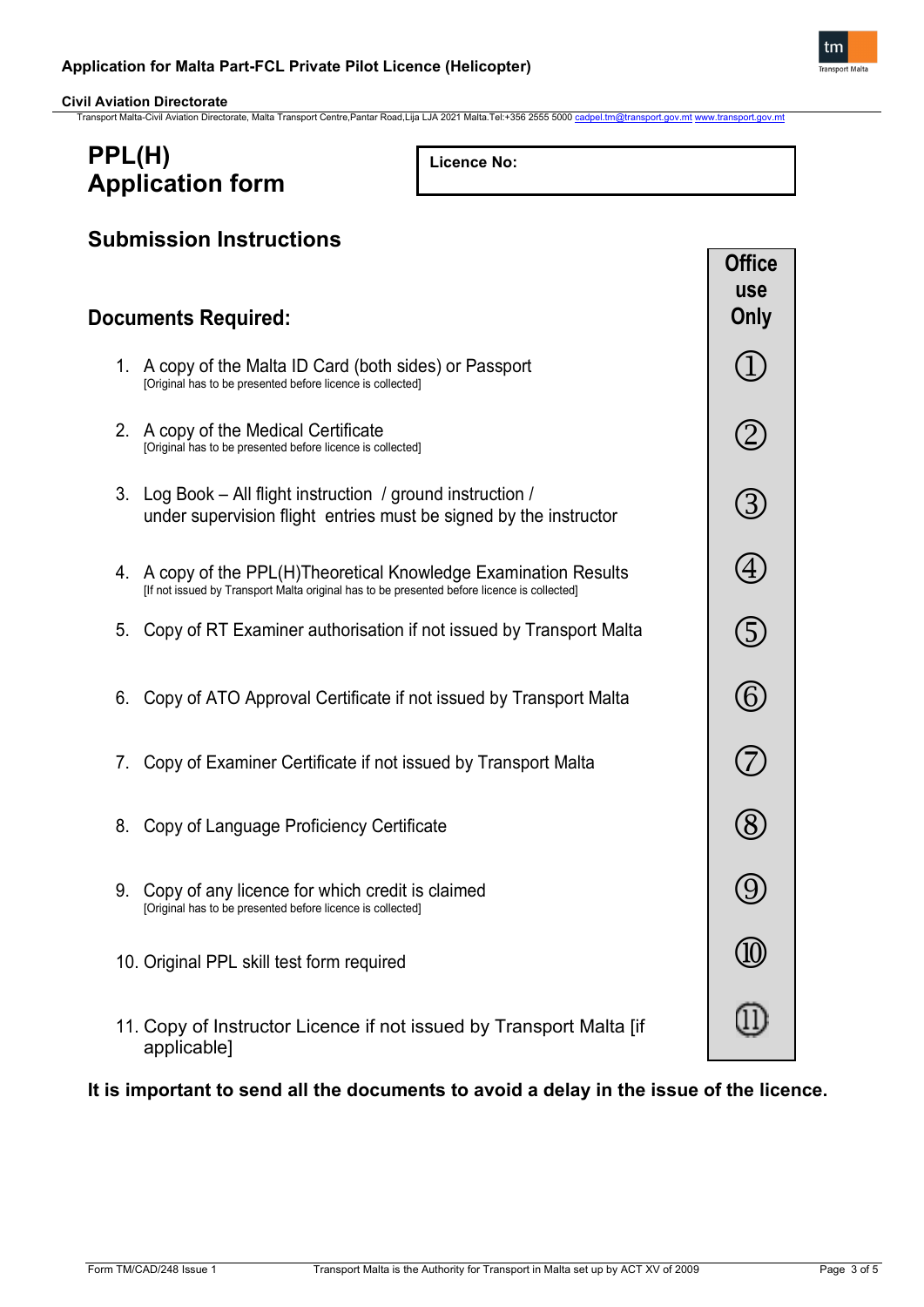# PPL(H) Application form

**Licence No:**

## Submission Instructions

## Documents Required:

| Documents | Office use Only |
|---|---|
| 1. A copy of the Malta ID Card (both sides) or Passport [Original has to be presented before licence is collected] | ① |
| 2. A copy of the Medical Certificate [Original has to be presented before licence is collected] | ② |
| 3. Log Book – All flight instruction / ground instruction / under supervision flight entries must be signed by the instructor | ③ |
| 4. A copy of the PPL(H)Theoretical Knowledge Examination Results [If not issued by Transport Malta original has to be presented before licence is collected] | ④ |
| 5. Copy of RT Examiner authorisation if not issued by Transport Malta | ⑤ |
| 6. Copy of ATO Approval Certificate if not issued by Transport Malta | ⑥ |
| 7. Copy of Examiner Certificate if not issued by Transport Malta | ⑦ |
| 8. Copy of Language Proficiency Certificate | ⑧ |
| 9. Copy of any licence for which credit is claimed [Original has to be presented before licence is collected] | ⑨ |
| 10. Original PPL skill test form required | ⑩ |
| 11. Copy of Instructor Licence if not issued by Transport Malta [if applicable] | ⑪ |

**It is important to send all the documents to avoid a delay in the issue of the licence.**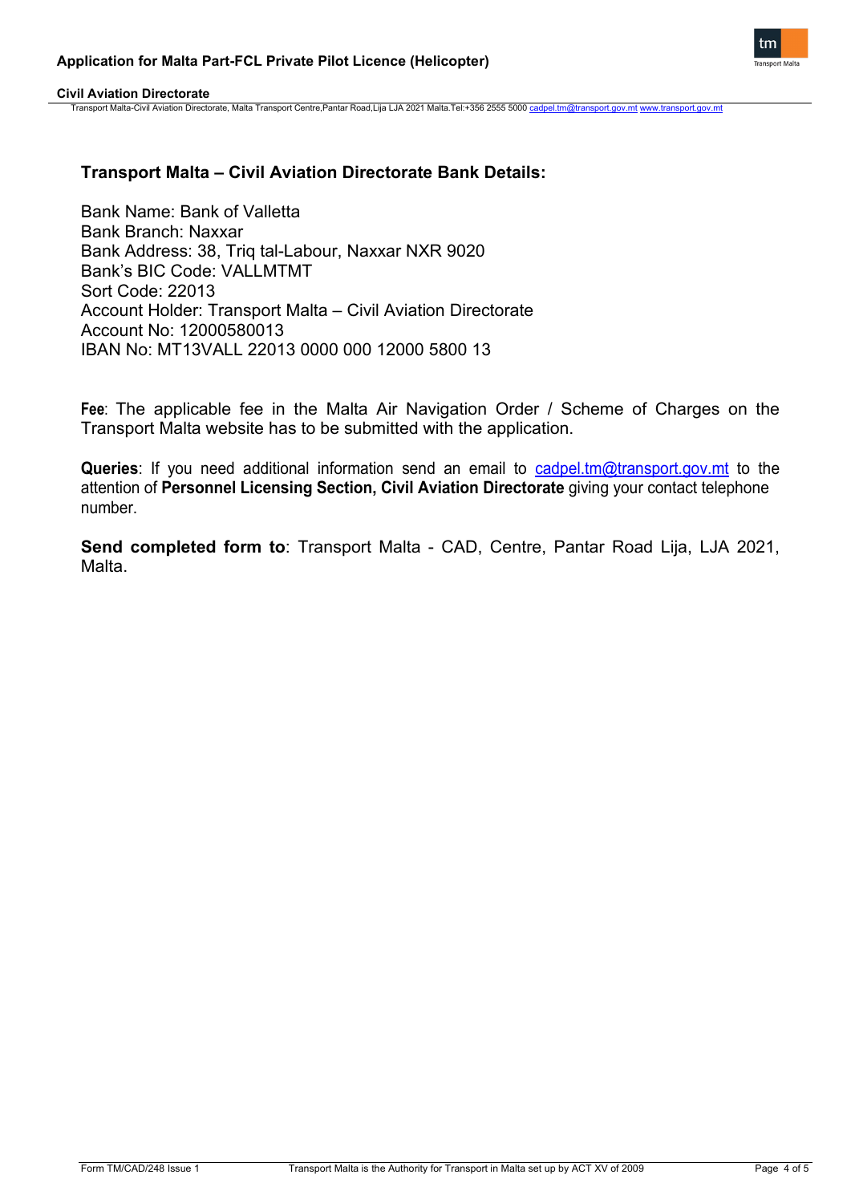## Transport Malta – Civil Aviation Directorate Bank Details:

Bank Name: Bank of Valletta
Bank Branch: Naxxar
Bank Address: 38, Triq tal-Labour, Naxxar NXR 9020
Bank's BIC Code: VALLMTMT
Sort Code: 22013
Account Holder: Transport Malta – Civil Aviation Directorate
Account No: 12000580013
IBAN No: MT13VALL 22013 0000 000 12000 5800 13

**Fee**: The applicable fee in the Malta Air Navigation Order / Scheme of Charges on the Transport Malta website has to be submitted with the application.

**Queries**: If you need additional information send an email to cadpel.tm@transport.gov.mt to the attention of **Personnel Licensing Section, Civil Aviation Directorate** giving your contact telephone number.

**Send completed form to**: Transport Malta - CAD, Centre, Pantar Road Lija, LJA 2021, Malta.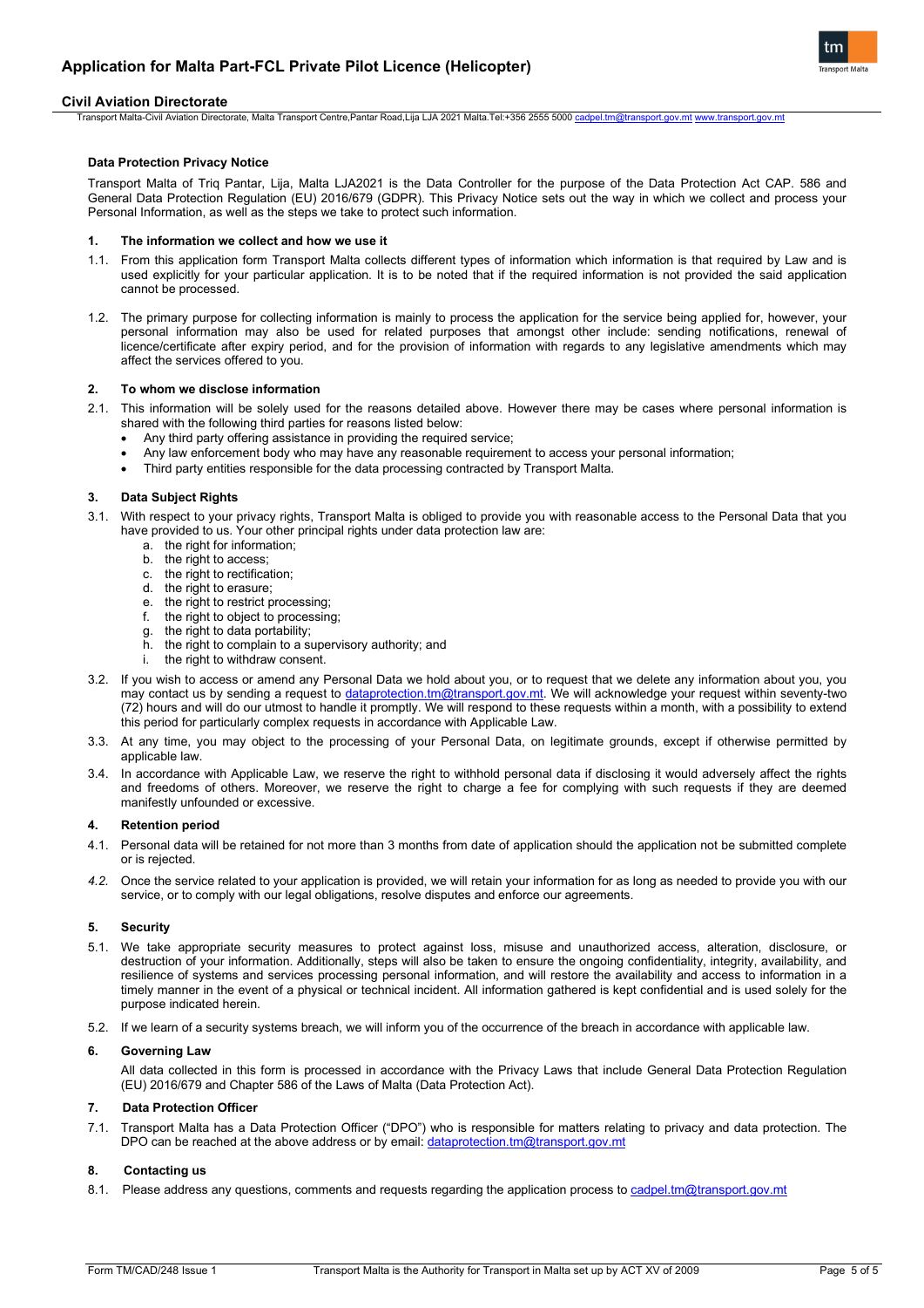## Data Protection Privacy Notice

Transport Malta of Triq Pantar, Lija, Malta LJA2021 is the Data Controller for the purpose of the Data Protection Act CAP. 586 and General Data Protection Regulation (EU) 2016/679 (GDPR). This Privacy Notice sets out the way in which we collect and process your Personal Information, as well as the steps we take to protect such information.

### 1. The information we collect and how we use it

1.1. From this application form Transport Malta collects different types of information which information is that required by Law and is used explicitly for your particular application. It is to be noted that if the required information is not provided the said application cannot be processed.

1.2. The primary purpose for collecting information is mainly to process the application for the service being applied for, however, your personal information may also be used for related purposes that amongst other include: sending notifications, renewal of licence/certificate after expiry period, and for the provision of information with regards to any legislative amendments which may affect the services offered to you.

### 2. To whom we disclose information

2.1. This information will be solely used for the reasons detailed above. However there may be cases where personal information is shared with the following third parties for reasons listed below:

- Any third party offering assistance in providing the required service;
- Any law enforcement body who may have any reasonable requirement to access your personal information;
- Third party entities responsible for the data processing contracted by Transport Malta.

### 3. Data Subject Rights

3.1. With respect to your privacy rights, Transport Malta is obliged to provide you with reasonable access to the Personal Data that you have provided to us. Your other principal rights under data protection law are:

a. the right for information;
b. the right to access;
c. the right to rectification;
d. the right to erasure;
e. the right to restrict processing;
f. the right to object to processing;
g. the right to data portability;
h. the right to complain to a supervisory authority; and
i. the right to withdraw consent.

3.2. If you wish to access or amend any Personal Data we hold about you, or to request that we delete any information about you, you may contact us by sending a request to dataprotection.tm@transport.gov.mt. We will acknowledge your request within seventy-two (72) hours and will do our utmost to handle it promptly. We will respond to these requests within a month, with a possibility to extend this period for particularly complex requests in accordance with Applicable Law.

3.3. At any time, you may object to the processing of your Personal Data, on legitimate grounds, except if otherwise permitted by applicable law.

3.4. In accordance with Applicable Law, we reserve the right to withhold personal data if disclosing it would adversely affect the rights and freedoms of others. Moreover, we reserve the right to charge a fee for complying with such requests if they are deemed manifestly unfounded or excessive.

### 4. Retention period

4.1. Personal data will be retained for not more than 3 months from date of application should the application not be submitted complete or is rejected.

*4.2.* Once the service related to your application is provided, we will retain your information for as long as needed to provide you with our service, or to comply with our legal obligations, resolve disputes and enforce our agreements.

### 5. Security

5.1. We take appropriate security measures to protect against loss, misuse and unauthorized access, alteration, disclosure, or destruction of your information. Additionally, steps will also be taken to ensure the ongoing confidentiality, integrity, availability, and resilience of systems and services processing personal information, and will restore the availability and access to information in a timely manner in the event of a physical or technical incident. All information gathered is kept confidential and is used solely for the purpose indicated herein.

5.2. If we learn of a security systems breach, we will inform you of the occurrence of the breach in accordance with applicable law.

### 6. Governing Law

All data collected in this form is processed in accordance with the Privacy Laws that include General Data Protection Regulation (EU) 2016/679 and Chapter 586 of the Laws of Malta (Data Protection Act).

### 7. Data Protection Officer

7.1. Transport Malta has a Data Protection Officer ("DPO") who is responsible for matters relating to privacy and data protection. The DPO can be reached at the above address or by email: dataprotection.tm@transport.gov.mt

### 8. Contacting us

8.1. Please address any questions, comments and requests regarding the application process to cadpel.tm@transport.gov.mt